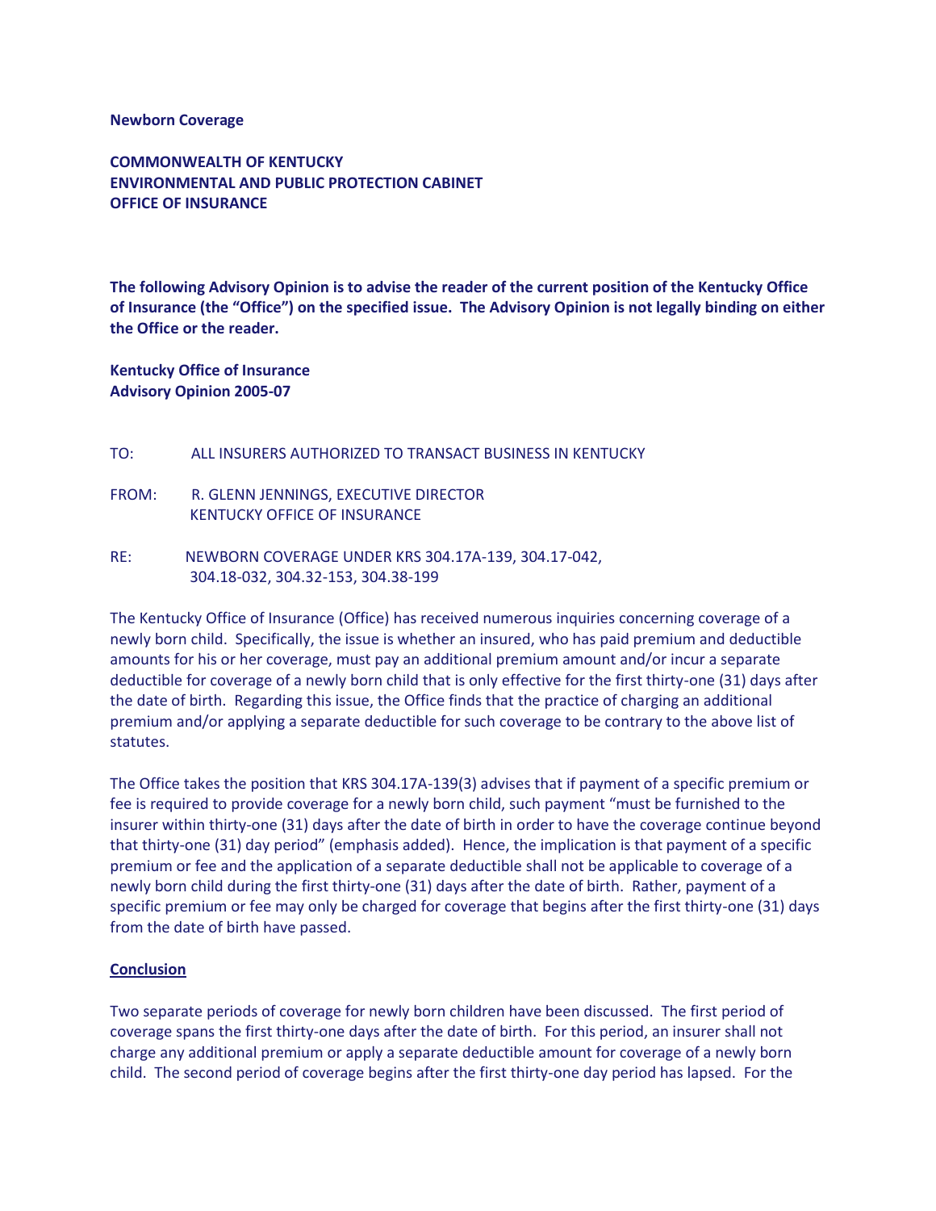**Newborn Coverage**

**COMMONWEALTH OF KENTUCKY**
**ENVIRONMENTAL AND PUBLIC PROTECTION CABINET**
**OFFICE OF INSURANCE**

**The following Advisory Opinion is to advise the reader of the current position of the Kentucky Office of Insurance (the "Office") on the specified issue. The Advisory Opinion is not legally binding on either the Office or the reader.**

**Kentucky Office of Insurance**
**Advisory Opinion 2005-07**

TO: ALL INSURERS AUTHORIZED TO TRANSACT BUSINESS IN KENTUCKY

FROM: R. GLENN JENNINGS, EXECUTIVE DIRECTOR
KENTUCKY OFFICE OF INSURANCE

RE: NEWBORN COVERAGE UNDER KRS 304.17A-139, 304.17-042, 304.18-032, 304.32-153, 304.38-199

The Kentucky Office of Insurance (Office) has received numerous inquiries concerning coverage of a newly born child. Specifically, the issue is whether an insured, who has paid premium and deductible amounts for his or her coverage, must pay an additional premium amount and/or incur a separate deductible for coverage of a newly born child that is only effective for the first thirty-one (31) days after the date of birth. Regarding this issue, the Office finds that the practice of charging an additional premium and/or applying a separate deductible for such coverage to be contrary to the above list of statutes.

The Office takes the position that KRS 304.17A-139(3) advises that if payment of a specific premium or fee is required to provide coverage for a newly born child, such payment "must be furnished to the insurer within thirty-one (31) days after the date of birth in order to have the coverage continue beyond that thirty-one (31) day period" (emphasis added). Hence, the implication is that payment of a specific premium or fee and the application of a separate deductible shall not be applicable to coverage of a newly born child during the first thirty-one (31) days after the date of birth. Rather, payment of a specific premium or fee may only be charged for coverage that begins after the first thirty-one (31) days from the date of birth have passed.

**Conclusion**

Two separate periods of coverage for newly born children have been discussed. The first period of coverage spans the first thirty-one days after the date of birth. For this period, an insurer shall not charge any additional premium or apply a separate deductible amount for coverage of a newly born child. The second period of coverage begins after the first thirty-one day period has lapsed. For the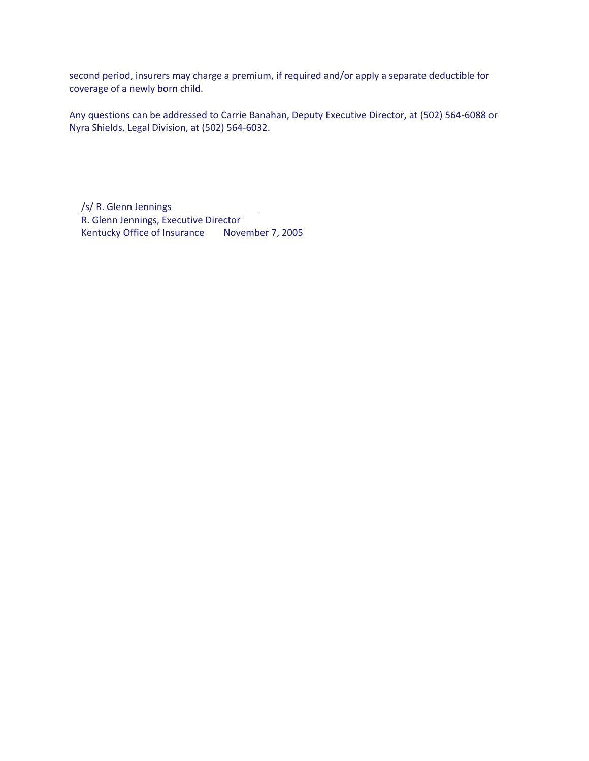second period, insurers may charge a premium, if required and/or apply a separate deductible for coverage of a newly born child.

Any questions can be addressed to Carrie Banahan, Deputy Executive Director, at (502) 564-6088 or Nyra Shields, Legal Division, at (502) 564-6032.

/s/ R. Glenn Jennings

R. Glenn Jennings, Executive Director
Kentucky Office of Insurance November 7, 2005